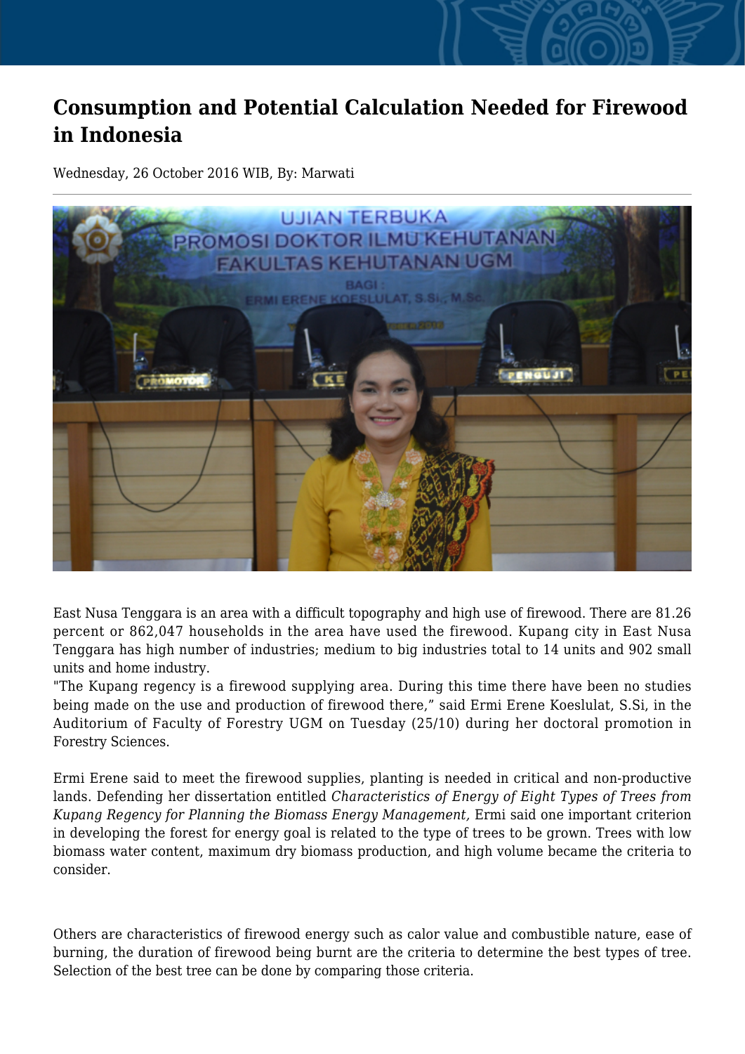# Consumption and Potential Calculation Needed for Firewood in Indonesia

Wednesday, 26 October 2016 WIB, By: Marwati

East Nusa Tenggara is an area with a difficult topography and high use of firewood. There are 81.26 percent or 862,047 households in the area have used the firewood. Kupang city in East Nusa Tenggara has high number of industries; medium to big industries total to 14 units and 902 small units and home industry.

"The Kupang regency is a firewood supplying area. During this time there have been no studies being made on the use and production of firewood there," said Ermi Erene Koeslulat, S.Si, in the Auditorium of Faculty of Forestry UGM on Tuesday (25/10) during her doctoral promotion in Forestry Sciences.

Ermi Erene said to meet the firewood supplies, planting is needed in critical and non-productive lands. Defending her dissertation entitled *Characteristics of Energy of Eight Types of Trees from Kupang Regency for Planning the Biomass Energy Management,* Ermi said one important criterion in developing the forest for energy goal is related to the type of trees to be grown. Trees with low biomass water content, maximum dry biomass production, and high volume became the criteria to consider.

Others are characteristics of firewood energy such as calor value and combustible nature, ease of burning, the duration of firewood being burnt are the criteria to determine the best types of tree. Selection of the best tree can be done by comparing those criteria.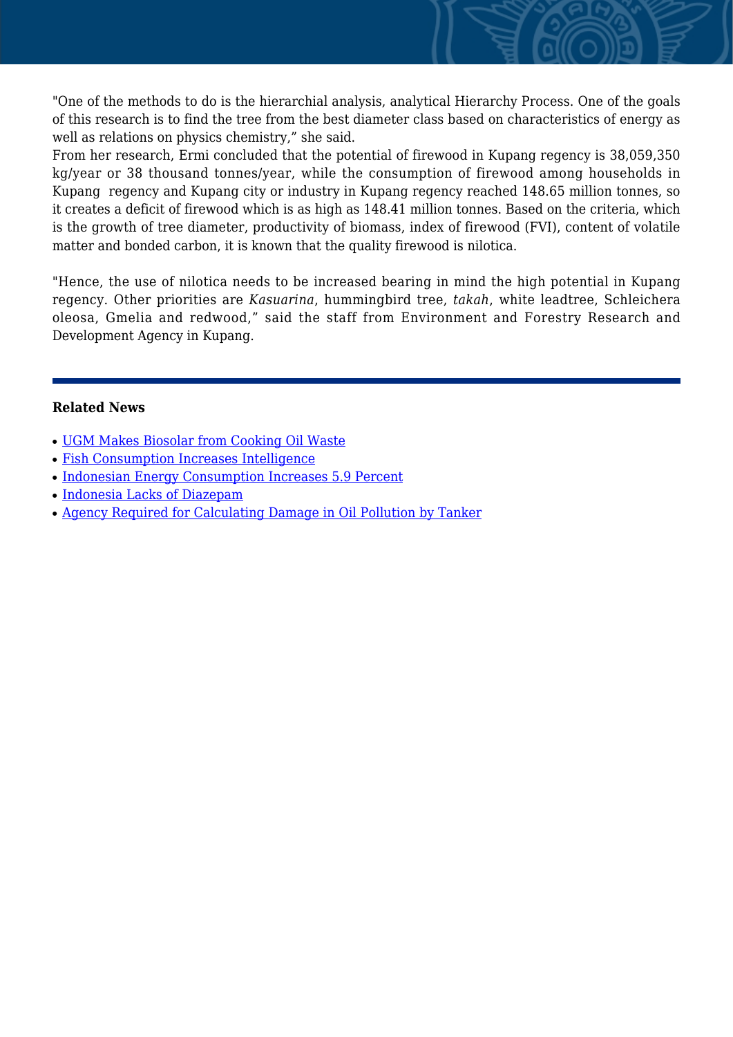"One of the methods to do is the hierarchial analysis, analytical Hierarchy Process. One of the goals of this research is to find the tree from the best diameter class based on characteristics of energy as well as relations on physics chemistry," she said.

From her research, Ermi concluded that the potential of firewood in Kupang regency is 38,059,350 kg/year or 38 thousand tonnes/year, while the consumption of firewood among households in Kupang regency and Kupang city or industry in Kupang regency reached 148.65 million tonnes, so it creates a deficit of firewood which is as high as 148.41 million tonnes. Based on the criteria, which is the growth of tree diameter, productivity of biomass, index of firewood (FVI), content of volatile matter and bonded carbon, it is known that the quality firewood is nilotica.

"Hence, the use of nilotica needs to be increased bearing in mind the high potential in Kupang regency. Other priorities are *Kasuarina*, hummingbird tree, *takah*, white leadtree, Schleichera oleosa, Gmelia and redwood," said the staff from Environment and Forestry Research and Development Agency in Kupang.

---

**Related News**

- UGM Makes Biosolar from Cooking Oil Waste
- Fish Consumption Increases Intelligence
- Indonesian Energy Consumption Increases 5.9 Percent
- Indonesia Lacks of Diazepam
- Agency Required for Calculating Damage in Oil Pollution by Tanker